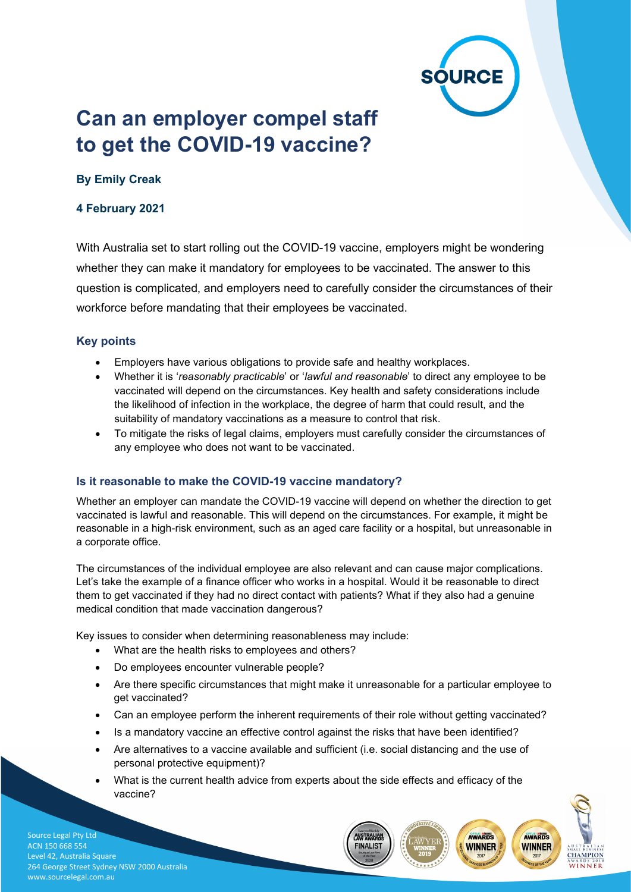# Can an employer compel staff to get the COVID-19 vaccine?

**By Emily Creak**

**4 February 2021**

With Australia set to start rolling out the COVID-19 vaccine, employers might be wondering whether they can make it mandatory for employees to be vaccinated. The answer to this question is complicated, and employers need to carefully consider the circumstances of their workforce before mandating that their employees be vaccinated.

## Key points

- Employers have various obligations to provide safe and healthy workplaces.
- Whether it is '*reasonably practicable*' or '*lawful and reasonable*' to direct any employee to be vaccinated will depend on the circumstances. Key health and safety considerations include the likelihood of infection in the workplace, the degree of harm that could result, and the suitability of mandatory vaccinations as a measure to control that risk.
- To mitigate the risks of legal claims, employers must carefully consider the circumstances of any employee who does not want to be vaccinated.

## Is it reasonable to make the COVID-19 vaccine mandatory?

Whether an employer can mandate the COVID-19 vaccine will depend on whether the direction to get vaccinated is lawful and reasonable. This will depend on the circumstances. For example, it might be reasonable in a high-risk environment, such as an aged care facility or a hospital, but unreasonable in a corporate office.

The circumstances of the individual employee are also relevant and can cause major complications. Let's take the example of a finance officer who works in a hospital. Would it be reasonable to direct them to get vaccinated if they had no direct contact with patients? What if they also had a genuine medical condition that made vaccination dangerous?

Key issues to consider when determining reasonableness may include:

- What are the health risks to employees and others?
- Do employees encounter vulnerable people?
- Are there specific circumstances that might make it unreasonable for a particular employee to get vaccinated?
- Can an employee perform the inherent requirements of their role without getting vaccinated?
- Is a mandatory vaccine an effective control against the risks that have been identified?
- Are alternatives to a vaccine available and sufficient (i.e. social distancing and the use of personal protective equipment)?
- What is the current health advice from experts about the side effects and efficacy of the vaccine?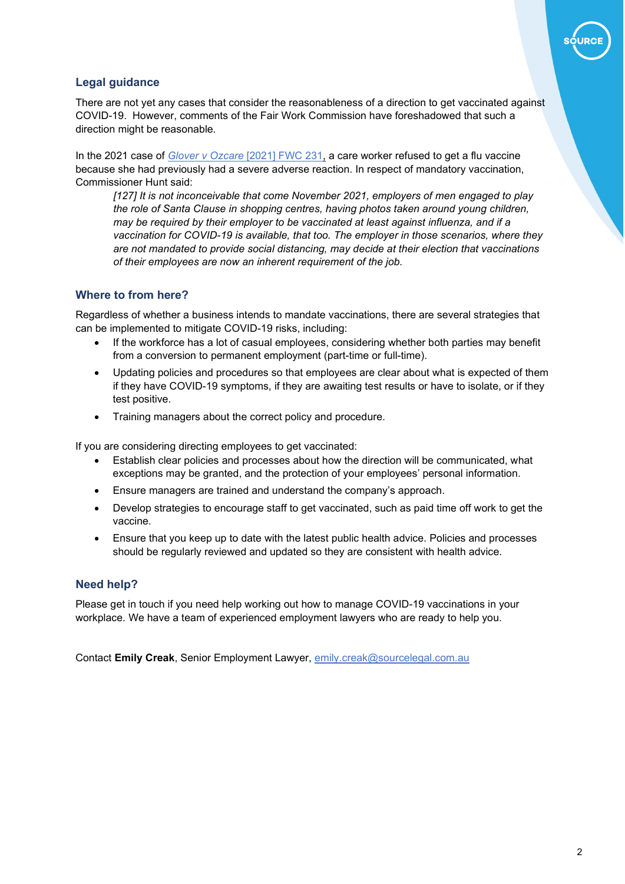## Legal guidance

There are not yet any cases that consider the reasonableness of a direction to get vaccinated against COVID-19. However, comments of the Fair Work Commission have foreshadowed that such a direction might be reasonable.

In the 2021 case of [*Glover v Ozcare* [2021] FWC 231](), a care worker refused to get a flu vaccine because she had previously had a severe adverse reaction. In respect of mandatory vaccination, Commissioner Hunt said:

> *[127] It is not inconceivable that come November 2021, employers of men engaged to play the role of Santa Clause in shopping centres, having photos taken around young children, may be required by their employer to be vaccinated at least against influenza, and if a vaccination for COVID-19 is available, that too. The employer in those scenarios, where they are not mandated to provide social distancing, may decide at their election that vaccinations of their employees are now an inherent requirement of the job.*

## Where to from here?

Regardless of whether a business intends to mandate vaccinations, there are several strategies that can be implemented to mitigate COVID-19 risks, including:

- If the workforce has a lot of casual employees, considering whether both parties may benefit from a conversion to permanent employment (part-time or full-time).
- Updating policies and procedures so that employees are clear about what is expected of them if they have COVID-19 symptoms, if they are awaiting test results or have to isolate, or if they test positive.
- Training managers about the correct policy and procedure.

If you are considering directing employees to get vaccinated:

- Establish clear policies and processes about how the direction will be communicated, what exceptions may be granted, and the protection of your employees' personal information.
- Ensure managers are trained and understand the company's approach.
- Develop strategies to encourage staff to get vaccinated, such as paid time off work to get the vaccine.
- Ensure that you keep up to date with the latest public health advice. Policies and processes should be regularly reviewed and updated so they are consistent with health advice.

## Need help?

Please get in touch if you need help working out how to manage COVID-19 vaccinations in your workplace. We have a team of experienced employment lawyers who are ready to help you.

Contact **Emily Creak**, Senior Employment Lawyer, emily.creak@sourcelegal.com.au